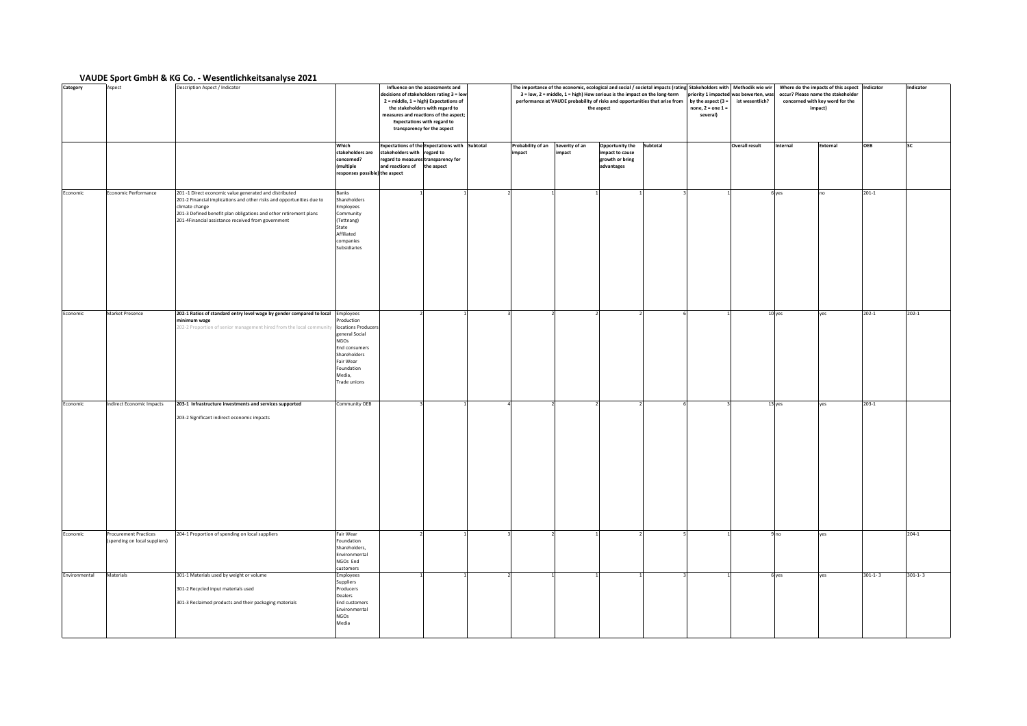# VAUDE Sport GmbH & KG Co. - Wesentlichkeitsanalyse 2021

| Category | Aspect | Description Aspect / Indicator | Influence on the assessments and decisions of stakeholders rating 3 = low 2 = middle, 1 = high) Expectations of the stakeholders with regard to measures and reactions of the aspect; Expectations with regard to transparency for the aspect | | | | The importance of the economic, ecological and social / societal impacts (rating 3 = low, 2 = middle, 1 = high) How serious is the impact on the long-term performance at VAUDE probability of risks and opportunities that arise from the aspect | | | | Stakeholders with priority 1 impacted by the aspect (3 = none, 2 = one 1 = several) | Methodik wie wir was bewerten, was ist wesentlich? | Where do the impacts of this aspect occur? Please name the stakeholder concerned with key word for the impact) | | Indicator | Indicator |
|---|---|---|---|---|---|---|---|---|---|---|---|---|---|---|---|---|
| | | | Which stakeholders are concerned? (multiple responses possible) | Expectations of the stakeholders with regard to measures and reactions of the aspect | Expectations with regard to transparency for the aspect | Subtotal | Probability of an impact | Severity of an impact | Opportunity the impact to cause growth or bring advantages | Subtotal | | Overall result | Internal | External | OEB | SC |
| Economic | Economic Performance | 201 -1 Direct economic value generated and distributed<br>201-2 Financial implications and other risks and opportunities due to climate change<br>201-3 Defined benefit plan obligations and other retirement plans<br>201-4Financial assistance received from government | Banks<br>Shareholders<br>Employees<br>Community (Tettnang)<br>State<br>Affiliated companies<br>Subsidiaries | 1 | 1 | 2 | 1 | 1 | 1 | 3 | 1 | 6 | yes | no | 201-1 | |
| Economic | Market Presence | **202-1 Ratios of standard entry level wage by gender compared to local minimum wage**<br>202-2 Proportion of senior management hired from the local community | Employees<br>Production locations Producers<br>general Social NGOs<br>End consumers<br>Shareholders<br>Fair Wear Foundation<br>Media,<br>Trade unions | 2 | 1 | 3 | 2 | 2 | 2 | 6 | 1 | 10 | yes | yes | 202-1 | 202-1 |
| Economic | Indirect Economic Impacts | **203-1 Infrastructure investments and services supported**<br>203-2 Significant indirect economic impacts | Community OEB | 3 | 1 | 4 | 2 | 2 | 2 | 6 | 3 | 13 | yes | yes | 203-1 | |
| Economic | Procurement Practices (spending on local suppliers) | 204-1 Proportion of spending on local suppliers | Fair Wear Foundation<br>Shareholders,<br>Environmental NGOs End customers | 2 | 1 | 3 | 2 | 1 | 2 | 5 | 1 | 9 | no | yes | | 204-1 |
| Environmental | Materials | 301-1 Materials used by weight or volume<br>301-2 Recycled input materials used<br>301-3 Reclaimed products and their packaging materials | Employees<br>Suppliers<br>Producers<br>Dealers<br>End customers<br>Environmental NGOs<br>Media | 1 | 1 | 2 | 1 | 1 | 1 | 3 | 1 | 6 | yes | yes | 301-1- 3 | 301-1- 3 |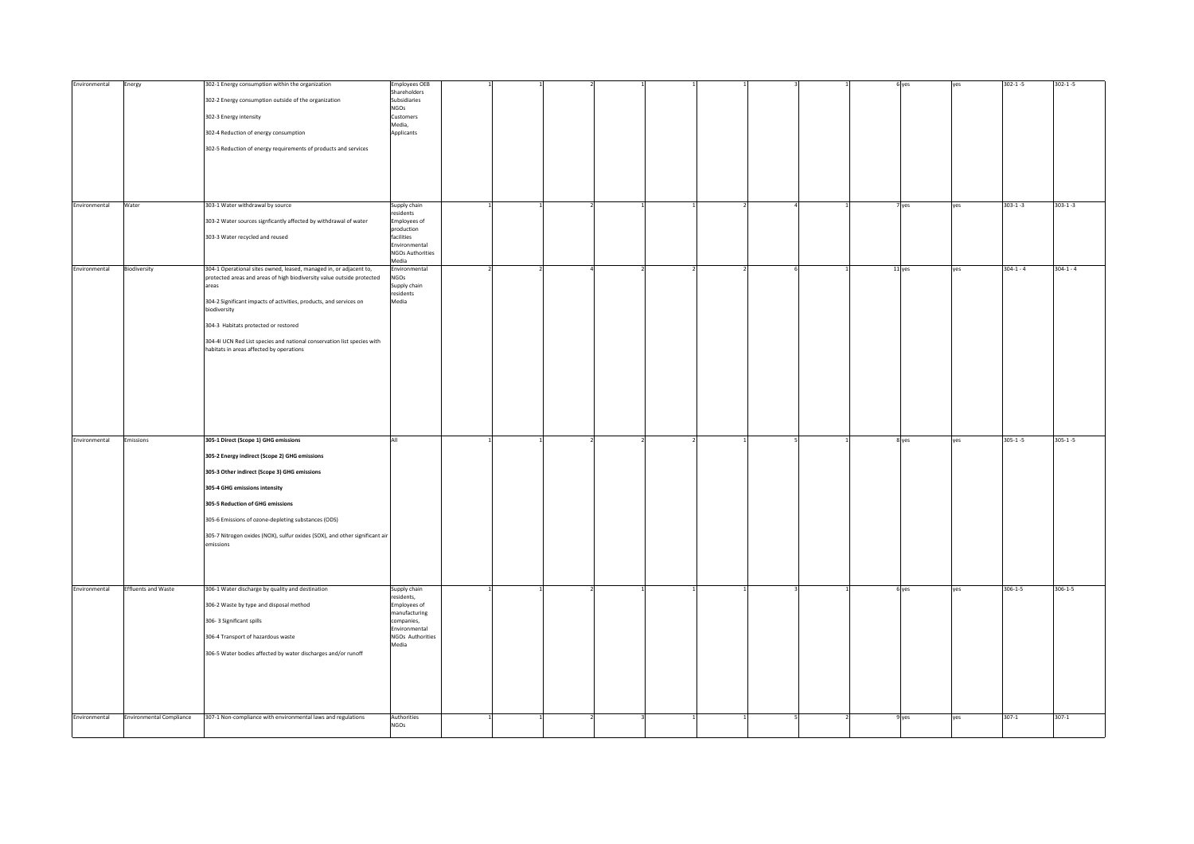| Environmental | Energy | 302-1 Energy consumption within the organization<br><br>302-2 Energy consumption outside of the organization<br><br>302-3 Energy intensity<br><br>302-4 Reduction of energy consumption<br><br>302-5 Reduction of energy requirements of products and services | Employees OEB Shareholders Subsidiaries NGOs Customers Media, Applicants | 1 | 1 | 2 | 1 | 1 | 1 | 3 | 1 | 6 | yes | yes | 302-1 -5 | 302-1 -5 |
|---|---|---|---|---|---|---|---|---|---|---|---|---|---|---|---|---|
| Environmental | Water | 303-1 Water withdrawal by source<br><br>303-2 Water sources signficantly affected by withdrawal of water<br><br>303-3 Water recycled and reused | Supply chain residents Employees of production facilities Environmental NGOs Authorities Media | 1 | 1 | 2 | 1 | 1 | 2 | 4 | 1 | 7 | yes | yes | 303-1 -3 | 303-1 -3 |
| Environmental | Biodiversity | 304-1 Operational sites owned, leased, managed in, or adjacent to, protected areas and areas of high biodiversity value outside protected areas<br><br>304-2 Significant impacts of activities, products, and services on biodiversity<br><br>304-3 Habitats protected or restored<br><br>304-4I UCN Red List species and national conservation list species with habitats in areas affected by operations | Environmental NGOs Supply chain residents Media | 2 | 2 | 4 | 2 | 2 | 2 | 6 | 1 | 11 | yes | yes | 304-1 - 4 | 304-1 - 4 |
| Environmental | Emissions | **305-1 Direct (Scope 1) GHG emissions**<br><br>**305-2 Energy indirect (Scope 2) GHG emissions**<br><br>**305-3 Other indirect (Scope 3) GHG emissions**<br><br>**305-4 GHG emissions intensity**<br><br>**305-5 Reduction of GHG emissions**<br><br>305-6 Emissions of ozone-depleting substances (ODS)<br><br>305-7 Nitrogen oxides (NOX), sulfur oxides (SOX), and other significant air emissions | All | 1 | 1 | 2 | 2 | 2 | 1 | 5 | 1 | 8 | yes | yes | 305-1 -5 | 305-1 -5 |
| Environmental | Effluents and Waste | 306-1 Water discharge by quality and destination<br><br>306-2 Waste by type and disposal method<br><br>306- 3 Significant spills<br><br>306-4 Transport of hazardous waste<br><br>306-5 Water bodies affected by water discharges and/or runoff | Supply chain residents, Employees of manufacturing companies, Environmental NGOs Authorities Media | 1 | 1 | 2 | 1 | 1 | 1 | 3 | 1 | 6 | yes | yes | 306-1-5 | 306-1-5 |
| Environmental | Environmental Compliance | 307-1 Non-compliance with environmental laws and regulations | Authorities NGOs | 1 | 1 | 2 | 3 | 1 | 1 | 5 | 2 | 9 | yes | yes | 307-1 | 307-1 |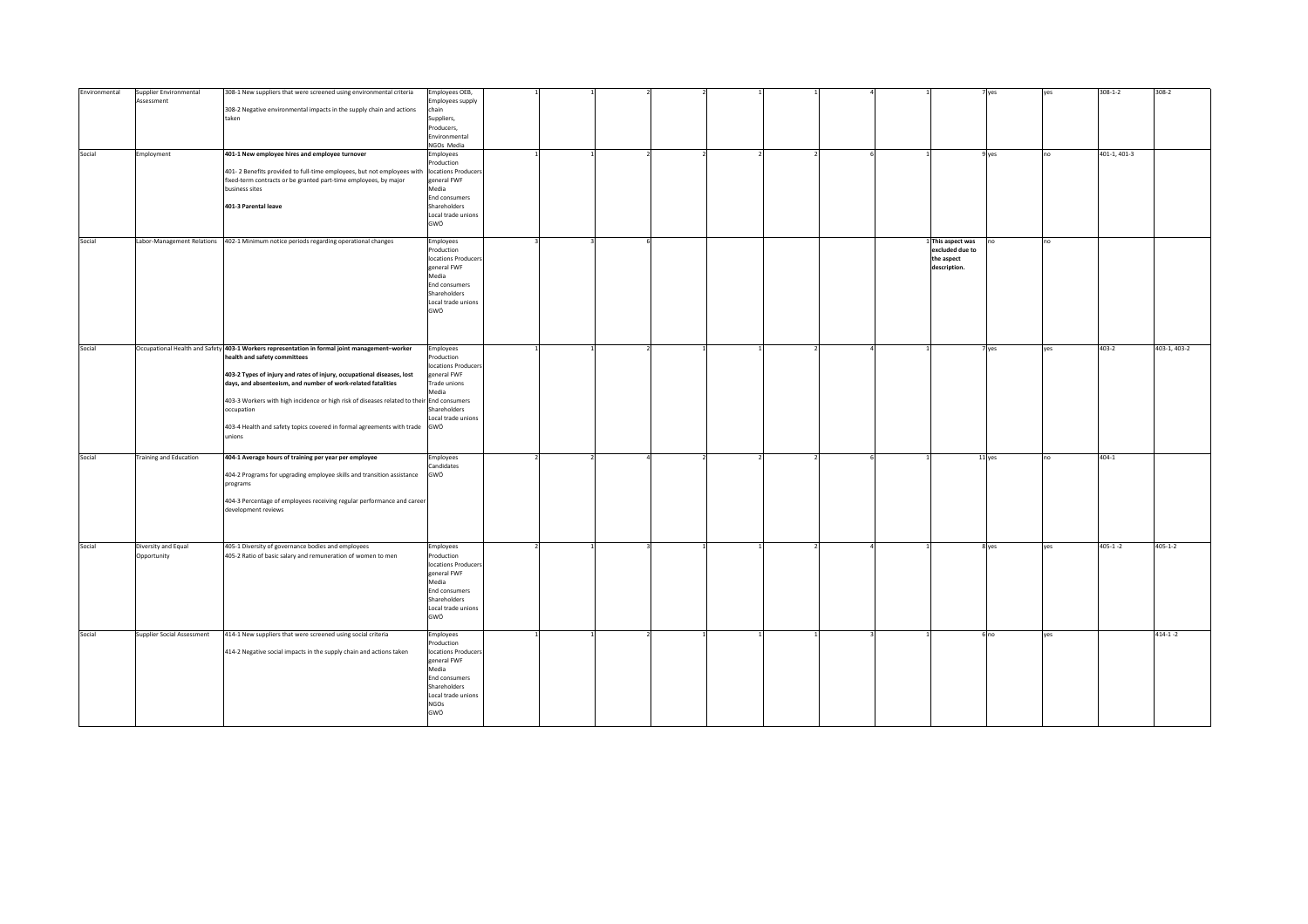| | | | | | | | | | | | | | | | | |
|---|---|---|---|---|---|---|---|---|---|---|---|---|---|---|---|---|
| Environmental | Supplier Environmental Assessment | 308-1 New suppliers that were screened using environmental criteria<br><br>308-2 Negative environmental impacts in the supply chain and actions taken | Employees OEB, Employees supply chain Suppliers, Producers, Environmental NGOs Media | 1 | 1 | 2 | 2 | 1 | 1 | 4 | 1 | 7 | yes | yes | 308-1-2 | 308-2 |
| Social | Employment | **401-1 New employee hires and employee turnover**<br><br>401- 2 Benefits provided to full-time employees, but not employees with fixed-term contracts or be granted part-time employees, by major business sites<br><br>**401-3 Parental leave** | Employees Production locations Producers general FWF Media End consumers Shareholders Local trade unions GWÖ | 1 | 1 | 2 | 2 | 2 | 2 | 6 | 1 | 9 | yes | no | 401-1, 401-3 | |
| Social | Labor-Management Relations | 402-1 Minimum notice periods regarding operational changes | Employees Production locations Producers general FWF Media End consumers Shareholders Local trade unions GWÖ | 3 | 3 | 6 | | | | | 1 | **This aspect was excluded due to the aspect description.** | no | no | | |
| Social | Occupational Health and Safety | **403-1 Workers representation in formal joint management–worker health and safety committees**<br><br>**403-2 Types of injury and rates of injury, occupational diseases, lost days, and absenteeism, and number of work-related fatalities**<br><br>403-3 Workers with high incidence or high risk of diseases related to their occupation<br><br>403-4 Health and safety topics covered in formal agreements with trade unions | Employees Production locations Producers general FWF Trade unions Media End consumers Shareholders Local trade unions GWÖ | 1 | 1 | 2 | 1 | 1 | 2 | 4 | 1 | 7 | yes | yes | 403-2 | 403-1, 403-2 |
| Social | Training and Education | **404-1 Average hours of training per year per employee**<br><br>404-2 Programs for upgrading employee skills and transition assistance programs<br><br>404-3 Percentage of employees receiving regular performance and career development reviews | Employees Candidates GWÖ | 2 | 2 | 4 | 2 | 2 | 2 | 6 | 1 | 11 | yes | no | 404-1 | |
| Social | Diversity and Equal Opportunity | 405-1 Diversity of governance bodies and employees<br>405-2 Ratio of basic salary and remuneration of women to men | Employees Production locations Producers general FWF Media End consumers Shareholders Local trade unions GWÖ | 2 | 1 | 3 | 1 | 1 | 2 | 4 | 1 | 8 | yes | yes | 405-1 -2 | 405-1-2 |
| Social | Supplier Social Assessment | 414-1 New suppliers that were screened using social criteria<br><br>414-2 Negative social impacts in the supply chain and actions taken | Employees Production locations Producers general FWF Media End consumers Shareholders Local trade unions NGOs GWÖ | 1 | 1 | 2 | 1 | 1 | 1 | 3 | 1 | 6 | no | yes | | 414-1 -2 |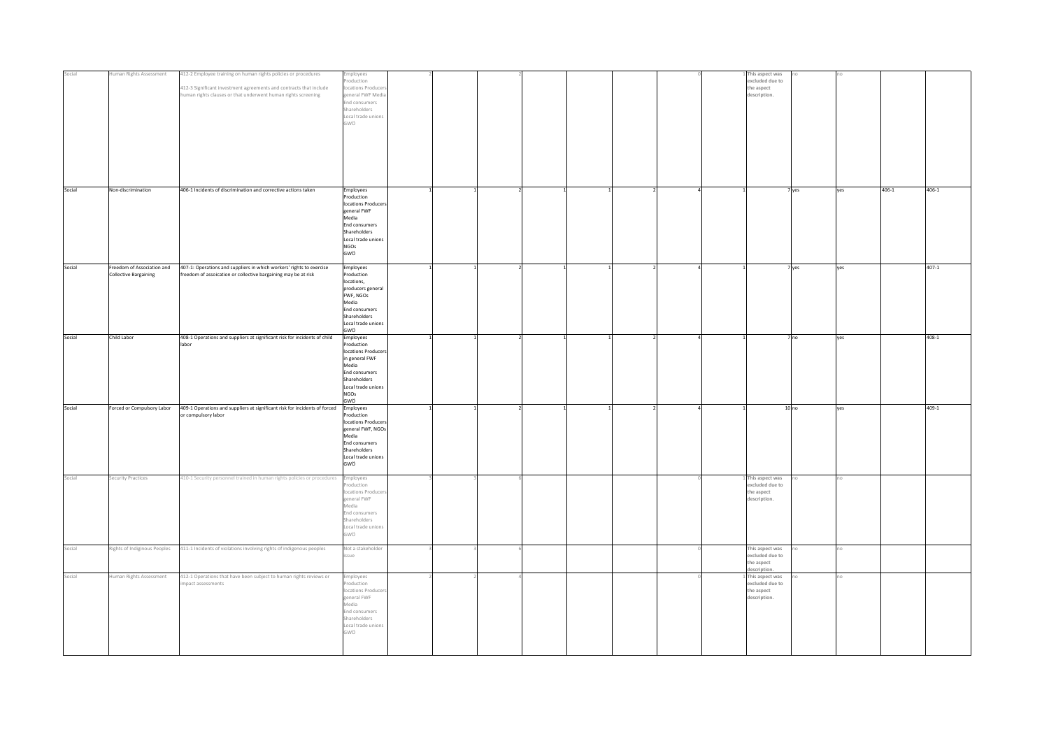| | | | | | | | | | | | | | | | | | |
|---|---|---|---|---|---|---|---|---|---|---|---|---|---|---|---|---|---|
| Social | Human Rights Assessment | 412-2 Employee training on human rights policies or procedures<br><br>412-3 Significant investment agreements and contracts that include human rights clauses or that underwent human rights screening | Employees<br>Production locations Producers general FWF Media<br>End consumers<br>Shareholders<br>Local trade unions<br>GWÖ | 2 | | 2 | | | | | 0 | 1 | This aspect was excluded due to the aspect description. | no | no | | |
| Social | Non-discrimination | 406-1 Incidents of discrimination and corrective actions taken | Employees<br>Production locations Producers general FWF<br>Media<br>End consumers<br>Shareholders<br>Local trade unions<br>NGOs<br>GWÖ | 1 | 1 | 2 | 1 | 1 | 2 | | 4 | 1 | 7 | yes | yes | 406-1 | 406-1 |
| Social | Freedom of Association and Collective Bargaining | 407-1: Operations and suppliers in which workers' rights to exercise freedom of assoication or collective bargaining may be at risk | Employees<br>Production locations,<br>producers general FWF, NGOs<br>Media<br>End consumers<br>Shareholders<br>Local trade unions<br>GWÖ | 1 | 1 | 2 | 1 | 1 | 2 | | 4 | 1 | 7 | yes | yes | | 407-1 |
| Social | Child Labor | 408-1 Operations and suppliers at significant risk for incidents of child labor | Employees<br>Production locations Producers in general FWF<br>Media<br>End consumers<br>Shareholders<br>Local trade unions<br>NGOs<br>GWÖ | 1 | 1 | 2 | 1 | 1 | 2 | | 4 | 1 | 7 | no | yes | | 408-1 |
| Social | Forced or Compulsory Labor | 409-1 Operations and suppliers at significant risk for incidents of forced or compulsory labor | Employees<br>Production locations Producers general FWF, NGOs<br>Media<br>End consumers<br>Shareholders<br>Local trade unions<br>GWÖ | 1 | 1 | 2 | 1 | 1 | 2 | | 4 | 1 | 10 | no | yes | | 409-1 |
| Social | Security Practices | 410-1 Security personnel trained in human rights policies or procedures | Employees<br>Production locations Producers general FWF<br>Media<br>End consumers<br>Shareholders<br>Local trade unions<br>GWÖ | 3 | 3 | 6 | | | | | 0 | 1 | This aspect was excluded due to the aspect description. | no | no | | |
| Social | Rights of Indiginous Peoples | 411-1 Incidents of violations involving rights of indigenous peoples | Not a stakeholder issue | 3 | 3 | 6 | | | | | 0 | | This aspect was excluded due to the aspect description. | no | no | | |
| Social | Human Rights Assessment | 412-1 Operations that have been subject to human rights reviews or impact assessments | Employees<br>Production locations Producers general FWF<br>Media<br>End consumers<br>Shareholders<br>Local trade unions<br>GWÖ | 2 | 2 | 4 | | | | | 0 | 1 | This aspect was excluded due to the aspect description. | no | no | | |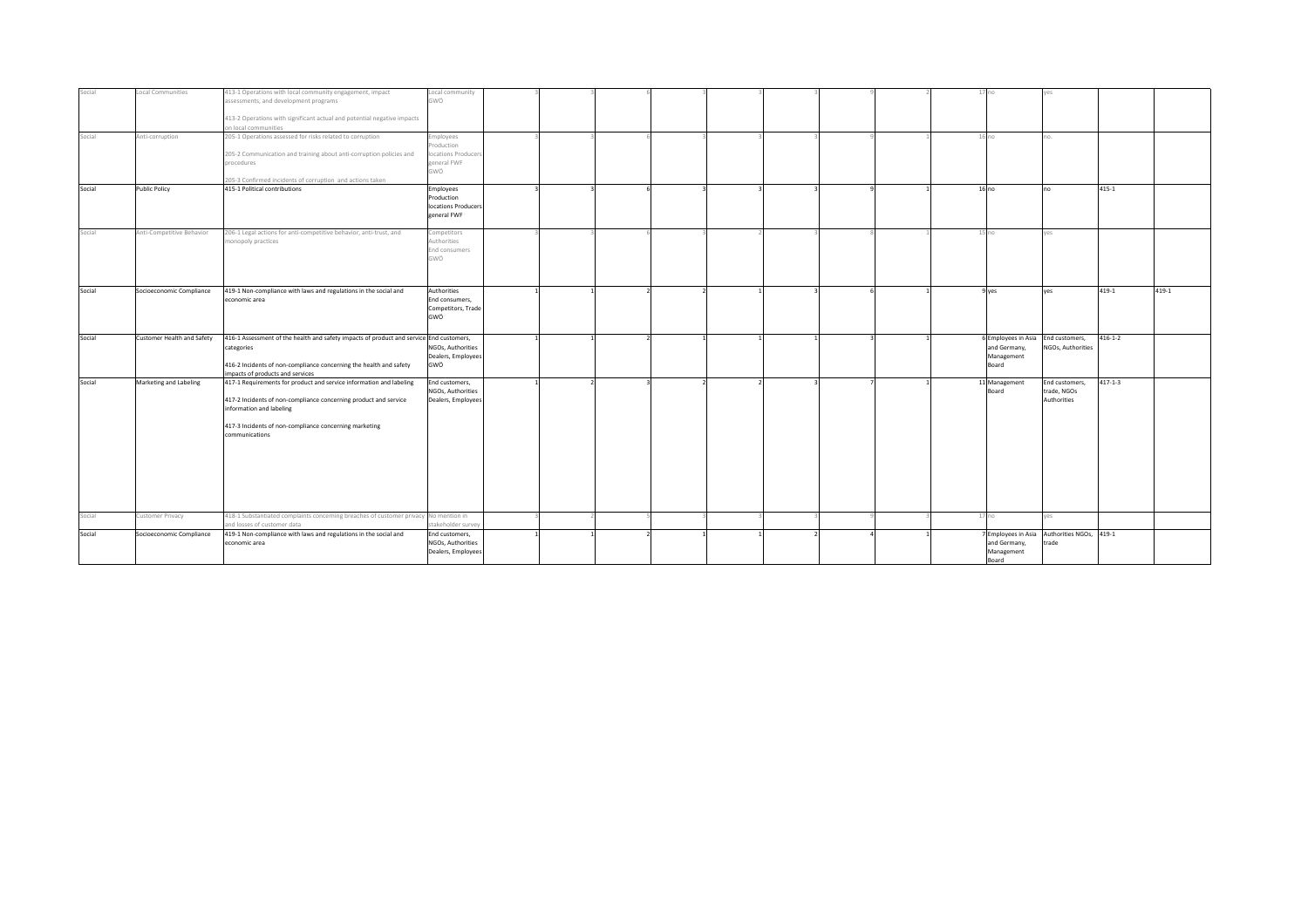| | | | | | | | | | | | | | | | | |
|---|---|---|---|---|---|---|---|---|---|---|---|---|---|---|---|---|
| Social | Local Communities | 413-1 Operations with local community engagement, impact assessments, and development programs<br><br>413-2 Operations with significant actual and potential negative impacts on local communities | Local community GWÖ | | 3 | 3 | 6 | 3 | 3 | 3 | 9 | 2 | 17 | no | yes | | |
| Social | Anti-corruption | 205-1 Operations assessed for risks related to corruption<br><br>205-2 Communication and training about anti-corruption policies and procedures<br><br>205-3 Confirmed incidents of corruption and actions taken | Employees Production locations Producers general FWF GWÖ | | 3 | 3 | 6 | 3 | 3 | 3 | 9 | 1 | 16 | no | no. | | |
| Social | Public Policy | 415-1 Political contributions | Employees Production locations Producers general FWF | | 3 | 3 | 6 | 3 | 3 | 3 | 9 | 1 | 16 | no | no | 415-1 | |
| Social | Anti-Competitive Behavior | 206-1 Legal actions for anti-competitive behavior, anti-trust, and monopoly practices | Competitors Authorities End consumers GWÖ | | 3 | 3 | 6 | 3 | 2 | 3 | 8 | 1 | 15 | no | yes | | |
| Social | Socioeconomic Compliance | 419-1 Non-compliance with laws and regulations in the social and economic area | Authorities End consumers, Competitors, Trade GWÖ | | 1 | 1 | 2 | 2 | 1 | 3 | 6 | 1 | 9 | yes | yes | 419-1 | 419-1 |
| Social | Customer Health and Safety | 416-1 Assessment of the health and safety impacts of product and service categories<br><br>416-2 Incidents of non-compliance concerning the health and safety impacts of products and services | End customers, NGOs, Authorities Dealers, Employees GWÖ | | 1 | 1 | 2 | 1 | 1 | 1 | 3 | 1 | 6 | Employees in Asia and Germany, Management Board | End customers, NGOs, Authorities | 416-1-2 | |
| Social | Marketing and Labeling | 417-1 Requirements for product and service information and labeling<br><br>417-2 Incidents of non-compliance concerning product and service information and labeling<br><br>417-3 Incidents of non-compliance concerning marketing communications | End customers, NGOs, Authorities Dealers, Employees | | 1 | 2 | 3 | 2 | 2 | 3 | 7 | 1 | 11 | Management Board | End customers, trade, NGOs Authorities | 417-1-3 | |
| Social | Customer Privacy | 418-1 Substantiated complaints concerning breaches of customer privacy and losses of customer data | No mention in stakeholder survey | | 3 | 2 | 5 | 3 | 3 | 3 | 9 | 3 | 17 | no | yes | | |
| Social | Socioeconomic Compliance | 419-1 Non-compliance with laws and regulations in the social and economic area | End customers, NGOs, Authorities Dealers, Employees | | 1 | 1 | 2 | 1 | 1 | 2 | 4 | 1 | 7 | Employees in Asia and Germany, Management Board | Authorities NGOs, trade | 419-1 | |